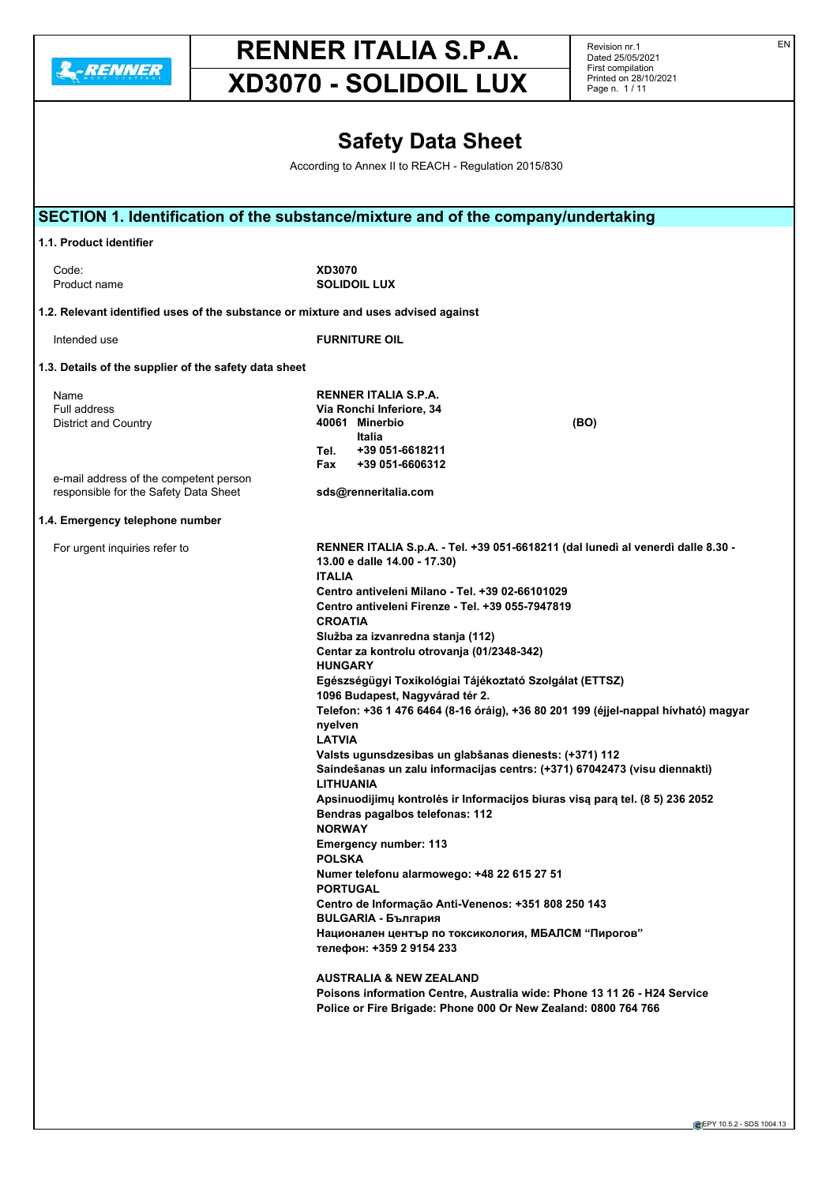# RENNER ITALIA S.P.A.

# XD3070 - SOLIDOIL LUX

Revision nr.1
Dated 25/05/2021
First compilation
Printed on 28/10/2021

# Safety Data Sheet

According to Annex II to REACH - Regulation 2015/830

## SECTION 1. Identification of the substance/mixture and of the company/undertaking

### 1.1. Product identifier

| | |
|---|---|
| Code: | **XD3070** |
| Product name | **SOLIDOIL LUX** |

### 1.2. Relevant identified uses of the substance or mixture and uses advised against

| | |
|---|---|
| Intended use | **FURNITURE OIL** |

### 1.3. Details of the supplier of the safety data sheet

| | |
|---|---|
| Name | **RENNER ITALIA S.P.A.** |
| Full address | **Via Ronchi Inferiore, 34** |
| District and Country | **40061 Minerbio (BO)** |
| | **Italia** |
| | **Tel. +39 051-6618211** |
| | **Fax +39 051-6606312** |
| e-mail address of the competent person responsible for the Safety Data Sheet | **sds@renneritalia.com** |

### 1.4. Emergency telephone number

For urgent inquiries refer to

**RENNER ITALIA S.p.A. - Tel. +39 051-6618211 (dal lunedì al venerdì dalle 8.30 - 13.00 e dalle 14.00 - 17.30)**
**ITALIA**
**Centro antiveleni Milano - Tel. +39 02-66101029**
**Centro antiveleni Firenze - Tel. +39 055-7947819**
**CROATIA**
**Služba za izvanredna stanja (112)**
**Centar za kontrolu otrovanja (01/2348-342)**
**HUNGARY**
**Egészségügyi Toxikológiai Tájékoztató Szolgálat (ETTSZ)**
**1096 Budapest, Nagyvárad tér 2.**
**Telefon: +36 1 476 6464 (8-16 óráig), +36 80 201 199 (éjjel-nappal hívható) magyar nyelven**
**LATVIA**
**Valsts ugunsdzesibas un glabšanas dienests: (+371) 112**
**Saindešanas un zalu informacijas centrs: (+371) 67042473 (visu diennakti)**
**LITHUANIA**
**Apsinuodijimų kontrolės ir Informacijos biuras visą parą tel. (8 5) 236 2052**
**Bendras pagalbos telefonas: 112**
**NORWAY**
**Emergency number: 113**
**POLSKA**
**Numer telefonu alarmowego: +48 22 615 27 51**
**PORTUGAL**
**Centro de Informação Anti-Venenos: +351 808 250 143**
**BULGARIA - България**
**Национален център по токсикология, МБАЛСМ "Пирогов"**
**телефон: +359 2 9154 233**

**AUSTRALIA & NEW ZEALAND**
**Poisons information Centre, Australia wide: Phone 13 11 26 - H24 Service**
**Police or Fire Brigade: Phone 000 Or New Zealand: 0800 764 766**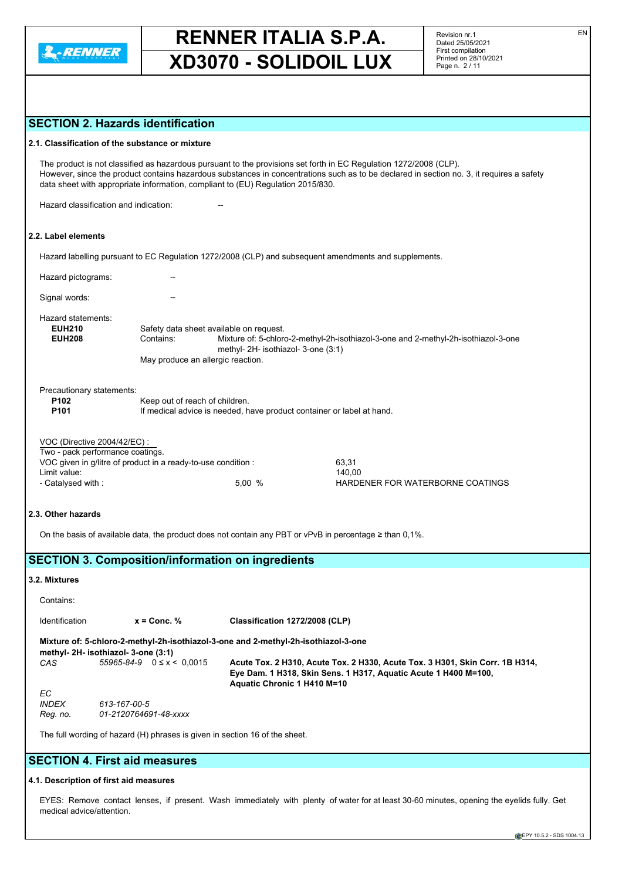## SECTION 2. Hazards identification

### 2.1. Classification of the substance or mixture

The product is not classified as hazardous pursuant to the provisions set forth in EC Regulation 1272/2008 (CLP).
However, since the product contains hazardous substances in concentrations such as to be declared in section no. 3, it requires a safety data sheet with appropriate information, compliant to (EU) Regulation 2015/830.

Hazard classification and indication: --

### 2.2. Label elements

Hazard labelling pursuant to EC Regulation 1272/2008 (CLP) and subsequent amendments and supplements.

Hazard pictograms: --

Signal words: --

Hazard statements:

**EUH210** Safety data sheet available on request.
**EUH208** Contains: Mixture of: 5-chloro-2-methyl-2h-isothiazol-3-one and 2-methyl-2h-isothiazol-3-one methyl- 2H- isothiazol- 3-one (3:1)
May produce an allergic reaction.

Precautionary statements:

**P102** Keep out of reach of children.
**P101** If medical advice is needed, have product container or label at hand.

VOC (Directive 2004/42/EC) :
Two - pack performance coatings.
VOC given in g/litre of product in a ready-to-use condition : 63,31
Limit value: 140,00
- Catalysed with : 5,00 % HARDENER FOR WATERBORNE COATINGS

### 2.3. Other hazards

On the basis of available data, the product does not contain any PBT or vPvB in percentage ≥ than 0,1%.

## SECTION 3. Composition/information on ingredients

### 3.2. Mixtures

Contains:

| Identification | x = Conc. % | Classification 1272/2008 (CLP) |
|---|---|---|
| **Mixture of: 5-chloro-2-methyl-2h-isothiazol-3-one and 2-methyl-2h-isothiazol-3-one methyl- 2H- isothiazol- 3-one (3:1)** | | |
| *CAS* 55965-84-9 | 0 ≤ x < 0,0015 | **Acute Tox. 2 H310, Acute Tox. 2 H330, Acute Tox. 3 H301, Skin Corr. 1B H314, Eye Dam. 1 H318, Skin Sens. 1 H317, Aquatic Acute 1 H400 M=100, Aquatic Chronic 1 H410 M=10** |
| *EC* | | |
| *INDEX* 613-167-00-5 | | |
| *Reg. no.* 01-2120764691-48-xxxx | | |

The full wording of hazard (H) phrases is given in section 16 of the sheet.

## SECTION 4. First aid measures

### 4.1. Description of first aid measures

EYES: Remove contact lenses, if present. Wash immediately with plenty of water for at least 30-60 minutes, opening the eyelids fully. Get medical advice/attention.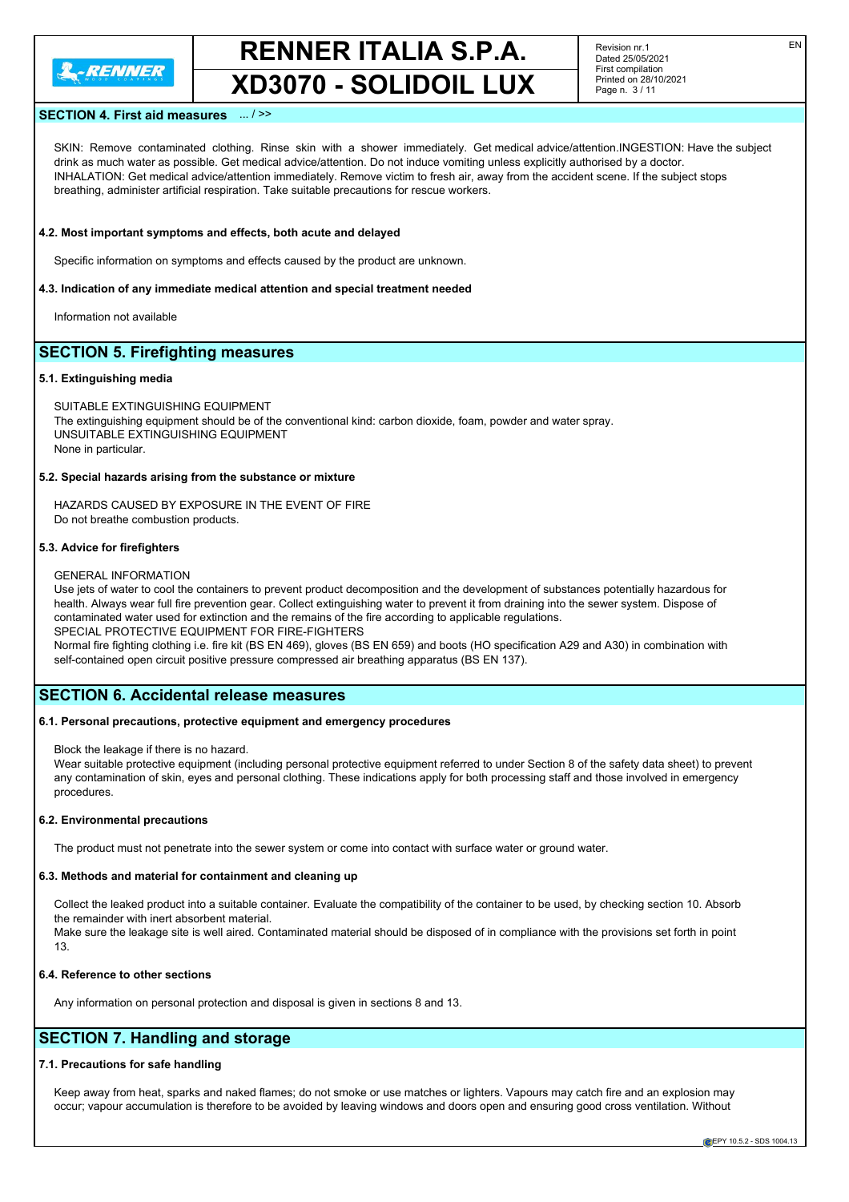### SECTION 4. First aid measures ... / >>

SKIN: Remove contaminated clothing. Rinse skin with a shower immediately. Get medical advice/attention.INGESTION: Have the subject drink as much water as possible. Get medical advice/attention. Do not induce vomiting unless explicitly authorised by a doctor.
INHALATION: Get medical advice/attention immediately. Remove victim to fresh air, away from the accident scene. If the subject stops breathing, administer artificial respiration. Take suitable precautions for rescue workers.

#### 4.2. Most important symptoms and effects, both acute and delayed

Specific information on symptoms and effects caused by the product are unknown.

#### 4.3. Indication of any immediate medical attention and special treatment needed

Information not available

## SECTION 5. Firefighting measures

#### 5.1. Extinguishing media

SUITABLE EXTINGUISHING EQUIPMENT
The extinguishing equipment should be of the conventional kind: carbon dioxide, foam, powder and water spray.
UNSUITABLE EXTINGUISHING EQUIPMENT
None in particular.

#### 5.2. Special hazards arising from the substance or mixture

HAZARDS CAUSED BY EXPOSURE IN THE EVENT OF FIRE
Do not breathe combustion products.

#### 5.3. Advice for firefighters

GENERAL INFORMATION
Use jets of water to cool the containers to prevent product decomposition and the development of substances potentially hazardous for health. Always wear full fire prevention gear. Collect extinguishing water to prevent it from draining into the sewer system. Dispose of contaminated water used for extinction and the remains of the fire according to applicable regulations.
SPECIAL PROTECTIVE EQUIPMENT FOR FIRE-FIGHTERS
Normal fire fighting clothing i.e. fire kit (BS EN 469), gloves (BS EN 659) and boots (HO specification A29 and A30) in combination with self-contained open circuit positive pressure compressed air breathing apparatus (BS EN 137).

## SECTION 6. Accidental release measures

#### 6.1. Personal precautions, protective equipment and emergency procedures

Block the leakage if there is no hazard.
Wear suitable protective equipment (including personal protective equipment referred to under Section 8 of the safety data sheet) to prevent any contamination of skin, eyes and personal clothing. These indications apply for both processing staff and those involved in emergency procedures.

#### 6.2. Environmental precautions

The product must not penetrate into the sewer system or come into contact with surface water or ground water.

#### 6.3. Methods and material for containment and cleaning up

Collect the leaked product into a suitable container. Evaluate the compatibility of the container to be used, by checking section 10. Absorb the remainder with inert absorbent material.
Make sure the leakage site is well aired. Contaminated material should be disposed of in compliance with the provisions set forth in point 13.

#### 6.4. Reference to other sections

Any information on personal protection and disposal is given in sections 8 and 13.

## SECTION 7. Handling and storage

#### 7.1. Precautions for safe handling

Keep away from heat, sparks and naked flames; do not smoke or use matches or lighters. Vapours may catch fire and an explosion may occur; vapour accumulation is therefore to be avoided by leaving windows and doors open and ensuring good cross ventilation. Without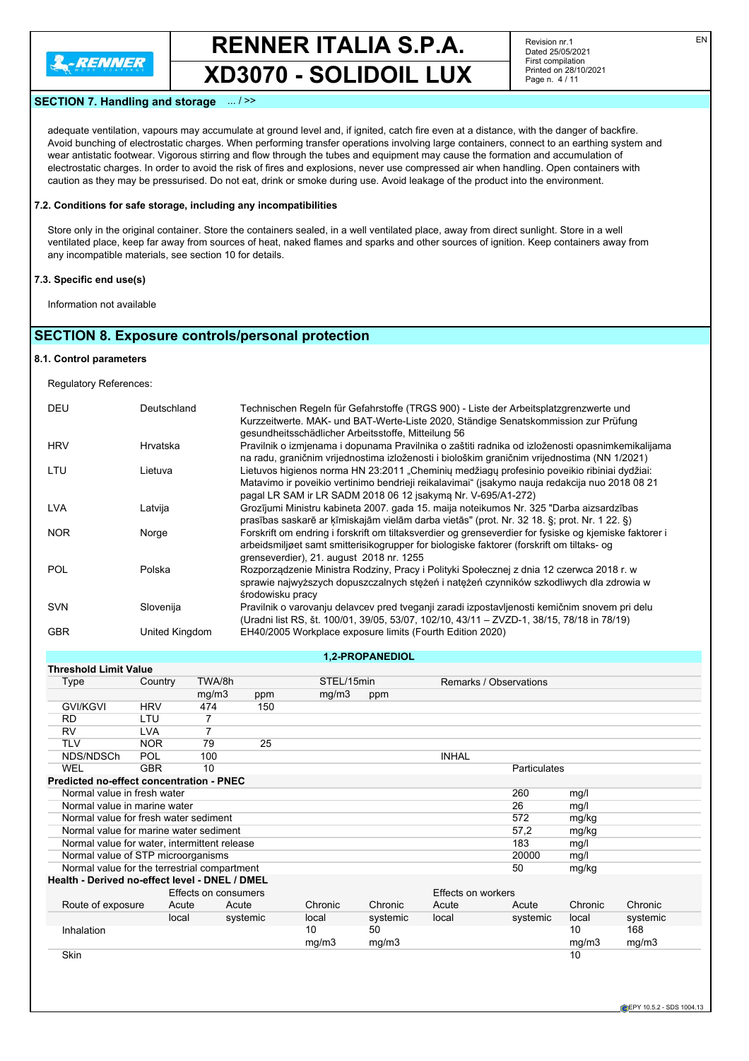## SECTION 7. Handling and storage ... / >>

adequate ventilation, vapours may accumulate at ground level and, if ignited, catch fire even at a distance, with the danger of backfire. Avoid bunching of electrostatic charges. When performing transfer operations involving large containers, connect to an earthing system and wear antistatic footwear. Vigorous stirring and flow through the tubes and equipment may cause the formation and accumulation of electrostatic charges. In order to avoid the risk of fires and explosions, never use compressed air when handling. Open containers with caution as they may be pressurised. Do not eat, drink or smoke during use. Avoid leakage of the product into the environment.

### 7.2. Conditions for safe storage, including any incompatibilities

Store only in the original container. Store the containers sealed, in a well ventilated place, away from direct sunlight. Store in a well ventilated place, keep far away from sources of heat, naked flames and sparks and other sources of ignition. Keep containers away from any incompatible materials, see section 10 for details.

### 7.3. Specific end use(s)

Information not available

## SECTION 8. Exposure controls/personal protection

### 8.1. Control parameters

Regulatory References:

| | | |
|---|---|---|
| DEU | Deutschland | Technischen Regeln für Gefahrstoffe (TRGS 900) - Liste der Arbeitsplatzgrenzwerte und Kurzzeitwerte. MAK- und BAT-Werte-Liste 2020, Ständige Senatskommission zur Prüfung gesundheitsschädlicher Arbeitsstoffe, Mitteilung 56 |
| HRV | Hrvatska | Pravilnik o izmjenama i dopunama Pravilnika o zaštiti radnika od izloženosti opasnimkemikalijama na radu, graničnim vrijednostima izloženosti i biološkim graničnim vrijednostima (NN 1/2021) |
| LTU | Lietuva | Lietuvos higienos norma HN 23:2011 „Cheminių medžiagų profesinio poveikio ribiniai dydžiai: Matavimo ir poveikio vertinimo bendrieji reikalavimai" (įsakymo nauja redakcija nuo 2018 08 21 pagal LR SAM ir LR SADM 2018 06 12 įsakymą Nr. V-695/A1-272) |
| LVA | Latvija | Grozījumi Ministru kabineta 2007. gada 15. maija noteikumos Nr. 325 "Darba aizsardzības prasības saskarē ar ķīmiskajām vielām darba vietās" (prot. Nr. 32 18. §; prot. Nr. 1 22. §) |
| NOR | Norge | Forskrift om endring i forskrift om tiltaksverdier og grenseverdier for fysiske og kjemiske faktorer i arbeidsmiljøet samt smitterisikogrupper for biologiske faktorer (forskrift om tiltaks- og grenseverdier), 21. august 2018 nr. 1255 |
| POL | Polska | Rozporządzenie Ministra Rodziny, Pracy i Polityki Społecznej z dnia 12 czerwca 2018 r. w sprawie najwyższych dopuszczalnych stężeń i natężeń czynników szkodliwych dla zdrowia w środowisku pracy |
| SVN | Slovenija | Pravilnik o varovanju delavcev pred tveganji zaradi izpostavljenosti kemičnim snovem pri delu (Uradni list RS, št. 100/01, 39/05, 53/07, 102/10, 43/11 – ZVZD-1, 38/15, 78/18 in 78/19) |
| GBR | United Kingdom | EH40/2005 Workplace exposure limits (Fourth Edition 2020) |

**1,2-PROPANEDIOL**

**Threshold Limit Value**

| Type | Country | TWA/8h mg/m3 | TWA/8h ppm | STEL/15min mg/m3 | STEL/15min ppm | Remarks / Observations | |
|---|---|---|---|---|---|---|---|
| GVI/KGVI | HRV | 474 | 150 | | | | |
| RD | LTU | 7 | | | | | |
| RV | LVA | 7 | | | | | |
| TLV | NOR | 79 | 25 | | | | |
| NDS/NDSCh | POL | 100 | | | | INHAL | |
| WEL | GBR | 10 | | | | | Particulates |

**Predicted no-effect concentration - PNEC**

| | | |
|---|---|---|
| Normal value in fresh water | 260 | mg/l |
| Normal value in marine water | 26 | mg/l |
| Normal value for fresh water sediment | 572 | mg/kg |
| Normal value for marine water sediment | 57,2 | mg/kg |
| Normal value for water, intermittent release | 183 | mg/l |
| Normal value of STP microorganisms | 20000 | mg/l |
| Normal value for the terrestrial compartment | 50 | mg/kg |

**Health - Derived no-effect level - DNEL / DMEL**

| | Effects on consumers | | | | Effects on workers | | | |
|---|---|---|---|---|---|---|---|---|
| Route of exposure | Acute local | Acute systemic | Chronic local | Chronic systemic | Acute local | Acute systemic | Chronic local | Chronic systemic |
| Inhalation | | | 10 mg/m3 | 50 mg/m3 | | | 10 mg/m3 | 168 mg/m3 |
| Skin | | | | | | | 10 | |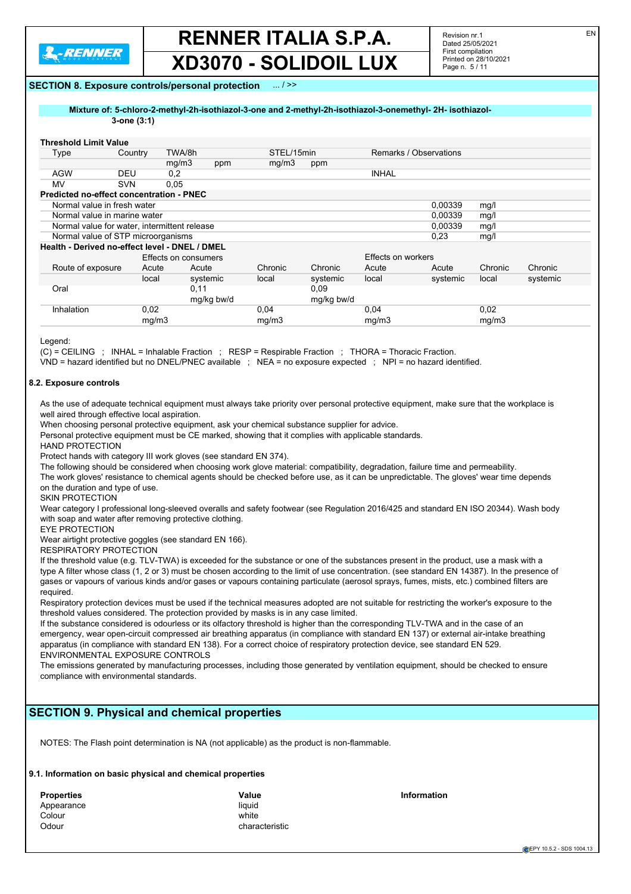## SECTION 8. Exposure controls/personal protection ... / >>

**Mixture of: 5-chloro-2-methyl-2h-isothiazol-3-one and 2-methyl-2h-isothiazol-3-onemethyl- 2H- isothiazol-3-one (3:1)**

**Threshold Limit Value**

| Type | Country | TWA/8h | | STEL/15min | | Remarks / Observations |
|---|---|---|---|---|---|---|
| | | mg/m3 | ppm | mg/m3 | ppm | |
| AGW | DEU | 0,2 | | | | INHAL |
| MV | SVN | 0,05 | | | | |

**Predicted no-effect concentration - PNEC**

| | | |
|---|---|---|
| Normal value in fresh water | 0,00339 | mg/l |
| Normal value in marine water | 0,00339 | mg/l |
| Normal value for water, intermittent release | 0,00339 | mg/l |
| Normal value of STP microorganisms | 0,23 | mg/l |

**Health - Derived no-effect level - DNEL / DMEL**

| | Effects on consumers | | | | Effects on workers | | | |
|---|---|---|---|---|---|---|---|---|
| Route of exposure | Acute local | Acute systemic | Chronic local | Chronic systemic | Acute local | Acute systemic | Chronic local | Chronic systemic |
| Oral | | 0,11 mg/kg bw/d | | 0,09 mg/kg bw/d | | | | |
| Inhalation | 0,02 mg/m3 | | 0,04 mg/m3 | | 0,04 mg/m3 | | 0,02 mg/m3 | |

Legend:

(C) = CEILING ; INHAL = Inhalable Fraction ; RESP = Respirable Fraction ; THORA = Thoracic Fraction.

VND = hazard identified but no DNEL/PNEC available ; NEA = no exposure expected ; NPI = no hazard identified.

### 8.2. Exposure controls

As the use of adequate technical equipment must always take priority over personal protective equipment, make sure that the workplace is well aired through effective local aspiration.

When choosing personal protective equipment, ask your chemical substance supplier for advice.

Personal protective equipment must be CE marked, showing that it complies with applicable standards.

HAND PROTECTION

Protect hands with category III work gloves (see standard EN 374).

The following should be considered when choosing work glove material: compatibility, degradation, failure time and permeability.

The work gloves' resistance to chemical agents should be checked before use, as it can be unpredictable. The gloves' wear time depends on the duration and type of use.

SKIN PROTECTION

Wear category I professional long-sleeved overalls and safety footwear (see Regulation 2016/425 and standard EN ISO 20344). Wash body with soap and water after removing protective clothing.

EYE PROTECTION

Wear airtight protective goggles (see standard EN 166).

RESPIRATORY PROTECTION

If the threshold value (e.g. TLV-TWA) is exceeded for the substance or one of the substances present in the product, use a mask with a type A filter whose class (1, 2 or 3) must be chosen according to the limit of use concentration. (see standard EN 14387). In the presence of gases or vapours of various kinds and/or gases or vapours containing particulate (aerosol sprays, fumes, mists, etc.) combined filters are required.

Respiratory protection devices must be used if the technical measures adopted are not suitable for restricting the worker's exposure to the threshold values considered. The protection provided by masks is in any case limited.

If the substance considered is odourless or its olfactory threshold is higher than the corresponding TLV-TWA and in the case of an emergency, wear open-circuit compressed air breathing apparatus (in compliance with standard EN 137) or external air-intake breathing apparatus (in compliance with standard EN 138). For a correct choice of respiratory protection device, see standard EN 529.

ENVIRONMENTAL EXPOSURE CONTROLS

The emissions generated by manufacturing processes, including those generated by ventilation equipment, should be checked to ensure compliance with environmental standards.

## SECTION 9. Physical and chemical properties

NOTES: The Flash point determination is NA (not applicable) as the product is non-flammable.

### 9.1. Information on basic physical and chemical properties

| Properties | Value | Information |
|---|---|---|
| Appearance | liquid | |
| Colour | white | |
| Odour | characteristic | |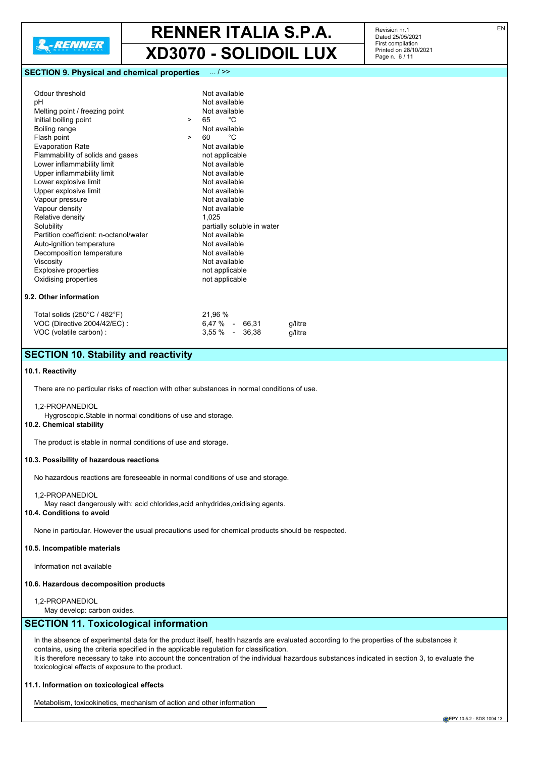## SECTION 9. Physical and chemical properties ... / >>

| Property | Value |
|---|---|
| Odour threshold | Not available |
| pH | Not available |
| Melting point / freezing point | Not available |
| Initial boiling point | > 65 °C |
| Boiling range | Not available |
| Flash point | > 60 °C |
| Evaporation Rate | Not available |
| Flammability of solids and gases | not applicable |
| Lower inflammability limit | Not available |
| Upper inflammability limit | Not available |
| Lower explosive limit | Not available |
| Upper explosive limit | Not available |
| Vapour pressure | Not available |
| Vapour density | Not available |
| Relative density | 1,025 |
| Solubility | partially soluble in water |
| Partition coefficient: n-octanol/water | Not available |
| Auto-ignition temperature | Not available |
| Decomposition temperature | Not available |
| Viscosity | Not available |
| Explosive properties | not applicable |
| Oxidising properties | not applicable |

### 9.2. Other information

| Property | Value |
|---|---|
| Total solids (250°C / 482°F) | 21,96 % |
| VOC (Directive 2004/42/EC) : | 6,47 % - 66,31 g/litre |
| VOC (volatile carbon) : | 3,55 % - 36,38 g/litre |

## SECTION 10. Stability and reactivity

### 10.1. Reactivity

There are no particular risks of reaction with other substances in normal conditions of use.

1,2-PROPANEDIOL
Hygroscopic.Stable in normal conditions of use and storage.

### 10.2. Chemical stability

The product is stable in normal conditions of use and storage.

### 10.3. Possibility of hazardous reactions

No hazardous reactions are foreseeable in normal conditions of use and storage.

1,2-PROPANEDIOL
May react dangerously with: acid chlorides,acid anhydrides,oxidising agents.

### 10.4. Conditions to avoid

None in particular. However the usual precautions used for chemical products should be respected.

### 10.5. Incompatible materials

Information not available

### 10.6. Hazardous decomposition products

1,2-PROPANEDIOL
May develop: carbon oxides.

## SECTION 11. Toxicological information

In the absence of experimental data for the product itself, health hazards are evaluated according to the properties of the substances it contains, using the criteria specified in the applicable regulation for classification.
It is therefore necessary to take into account the concentration of the individual hazardous substances indicated in section 3, to evaluate the toxicological effects of exposure to the product.

### 11.1. Information on toxicological effects

Metabolism, toxicokinetics, mechanism of action and other information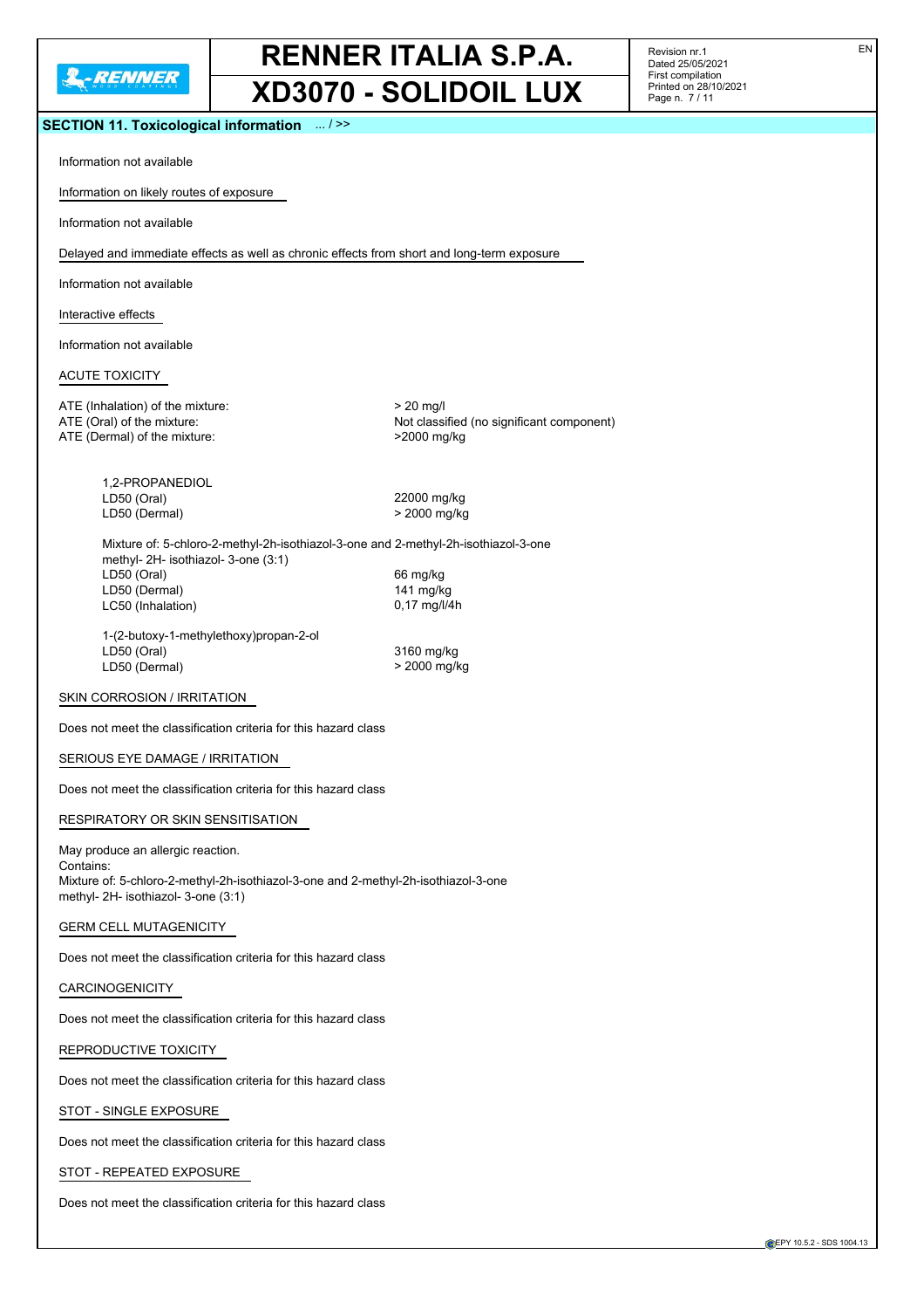## SECTION 11. Toxicological information ... / >>

Information not available

Information on likely routes of exposure

Information not available

Delayed and immediate effects as well as chronic effects from short and long-term exposure

Information not available

Interactive effects

Information not available

ACUTE TOXICITY

| | |
|---|---|
| ATE (Inhalation) of the mixture: | > 20 mg/l |
| ATE (Oral) of the mixture: | Not classified (no significant component) |
| ATE (Dermal) of the mixture: | >2000 mg/kg |

1,2-PROPANEDIOL

| | |
|---|---|
| LD50 (Oral) | 22000 mg/kg |
| LD50 (Dermal) | > 2000 mg/kg |

Mixture of: 5-chloro-2-methyl-2h-isothiazol-3-one and 2-methyl-2h-isothiazol-3-one methyl- 2H- isothiazol- 3-one (3:1)

| | |
|---|---|
| LD50 (Oral) | 66 mg/kg |
| LD50 (Dermal) | 141 mg/kg |
| LC50 (Inhalation) | 0,17 mg/l/4h |

1-(2-butoxy-1-methylethoxy)propan-2-ol

| | |
|---|---|
| LD50 (Oral) | 3160 mg/kg |
| LD50 (Dermal) | > 2000 mg/kg |

SKIN CORROSION / IRRITATION

Does not meet the classification criteria for this hazard class

SERIOUS EYE DAMAGE / IRRITATION

Does not meet the classification criteria for this hazard class

RESPIRATORY OR SKIN SENSITISATION

May produce an allergic reaction.
Contains:
Mixture of: 5-chloro-2-methyl-2h-isothiazol-3-one and 2-methyl-2h-isothiazol-3-one methyl- 2H- isothiazol- 3-one (3:1)

GERM CELL MUTAGENICITY

Does not meet the classification criteria for this hazard class

CARCINOGENICITY

Does not meet the classification criteria for this hazard class

REPRODUCTIVE TOXICITY

Does not meet the classification criteria for this hazard class

STOT - SINGLE EXPOSURE

Does not meet the classification criteria for this hazard class

STOT - REPEATED EXPOSURE

Does not meet the classification criteria for this hazard class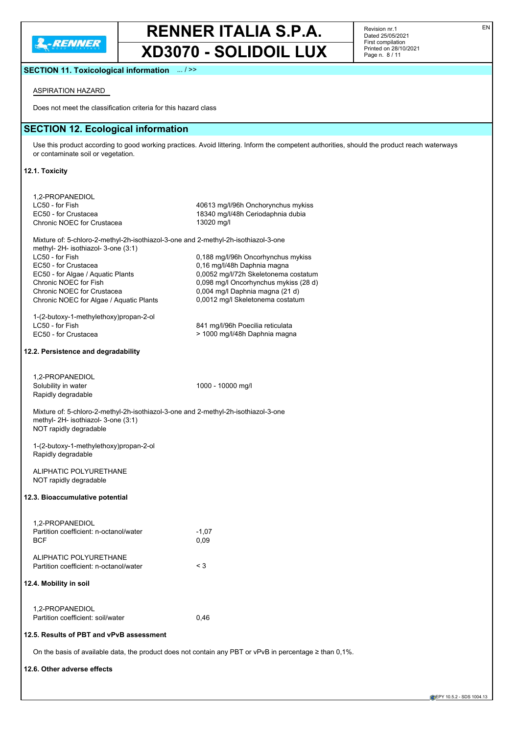## SECTION 11. Toxicological information ... / >>

ASPIRATION HAZARD

Does not meet the classification criteria for this hazard class

## SECTION 12. Ecological information

Use this product according to good working practices. Avoid littering. Inform the competent authorities, should the product reach waterways or contaminate soil or vegetation.

### 12.1. Toxicity

1,2-PROPANEDIOL

| | |
|---|---|
| LC50 - for Fish | 40613 mg/l/96h Onchorynchus mykiss |
| EC50 - for Crustacea | 18340 mg/l/48h Ceriodaphnia dubia |
| Chronic NOEC for Crustacea | 13020 mg/l |

Mixture of: 5-chloro-2-methyl-2h-isothiazol-3-one and 2-methyl-2h-isothiazol-3-one methyl- 2H- isothiazol- 3-one (3:1)

| | |
|---|---|
| LC50 - for Fish | 0,188 mg/l/96h Oncorhynchus mykiss |
| EC50 - for Crustacea | 0,16 mg/l/48h Daphnia magna |
| EC50 - for Algae / Aquatic Plants | 0,0052 mg/l/72h Skeletonema costatum |
| Chronic NOEC for Fish | 0,098 mg/l Oncorhynchus mykiss (28 d) |
| Chronic NOEC for Crustacea | 0,004 mg/l Daphnia magna (21 d) |
| Chronic NOEC for Algae / Aquatic Plants | 0,0012 mg/l Skeletonema costatum |

1-(2-butoxy-1-methylethoxy)propan-2-ol

| | |
|---|---|
| LC50 - for Fish | 841 mg/l/96h Poecilia reticulata |
| EC50 - for Crustacea | > 1000 mg/l/48h Daphnia magna |

### 12.2. Persistence and degradability

1,2-PROPANEDIOL

Solubility in water: 1000 - 10000 mg/l

Rapidly degradable

Mixture of: 5-chloro-2-methyl-2h-isothiazol-3-one and 2-methyl-2h-isothiazol-3-one methyl- 2H- isothiazol- 3-one (3:1)

NOT rapidly degradable

1-(2-butoxy-1-methylethoxy)propan-2-ol

Rapidly degradable

ALIPHATIC POLYURETHANE

NOT rapidly degradable

### 12.3. Bioaccumulative potential

1,2-PROPANEDIOL

| | |
|---|---|
| Partition coefficient: n-octanol/water | -1,07 |
| BCF | 0,09 |

ALIPHATIC POLYURETHANE

| | |
|---|---|
| Partition coefficient: n-octanol/water | < 3 |

### 12.4. Mobility in soil

1,2-PROPANEDIOL

| | |
|---|---|
| Partition coefficient: soil/water | 0,46 |

### 12.5. Results of PBT and vPvB assessment

On the basis of available data, the product does not contain any PBT or vPvB in percentage ≥ than 0,1%.

### 12.6. Other adverse effects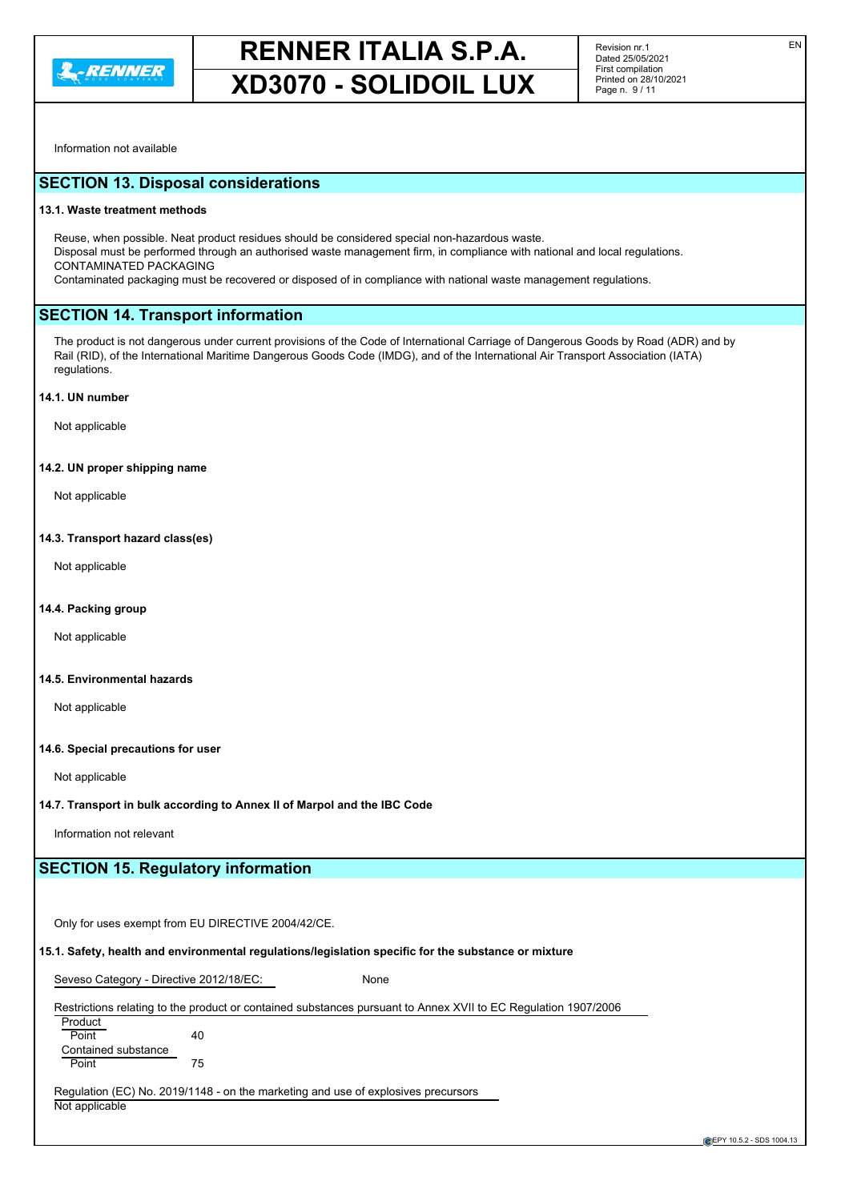Information not available

## SECTION 13. Disposal considerations

### 13.1. Waste treatment methods

Reuse, when possible. Neat product residues should be considered special non-hazardous waste.
Disposal must be performed through an authorised waste management firm, in compliance with national and local regulations.
CONTAMINATED PACKAGING
Contaminated packaging must be recovered or disposed of in compliance with national waste management regulations.

## SECTION 14. Transport information

The product is not dangerous under current provisions of the Code of International Carriage of Dangerous Goods by Road (ADR) and by Rail (RID), of the International Maritime Dangerous Goods Code (IMDG), and of the International Air Transport Association (IATA) regulations.

### 14.1. UN number

Not applicable

### 14.2. UN proper shipping name

Not applicable

### 14.3. Transport hazard class(es)

Not applicable

### 14.4. Packing group

Not applicable

### 14.5. Environmental hazards

Not applicable

### 14.6. Special precautions for user

Not applicable

### 14.7. Transport in bulk according to Annex II of Marpol and the IBC Code

Information not relevant

## SECTION 15. Regulatory information

Only for uses exempt from EU DIRECTIVE 2004/42/CE.

### 15.1. Safety, health and environmental regulations/legislation specific for the substance or mixture

Seveso Category - Directive 2012/18/EC: None

Restrictions relating to the product or contained substances pursuant to Annex XVII to EC Regulation 1907/2006

Product
Point 40
Contained substance
Point 75

Regulation (EC) No. 2019/1148 - on the marketing and use of explosives precursors
Not applicable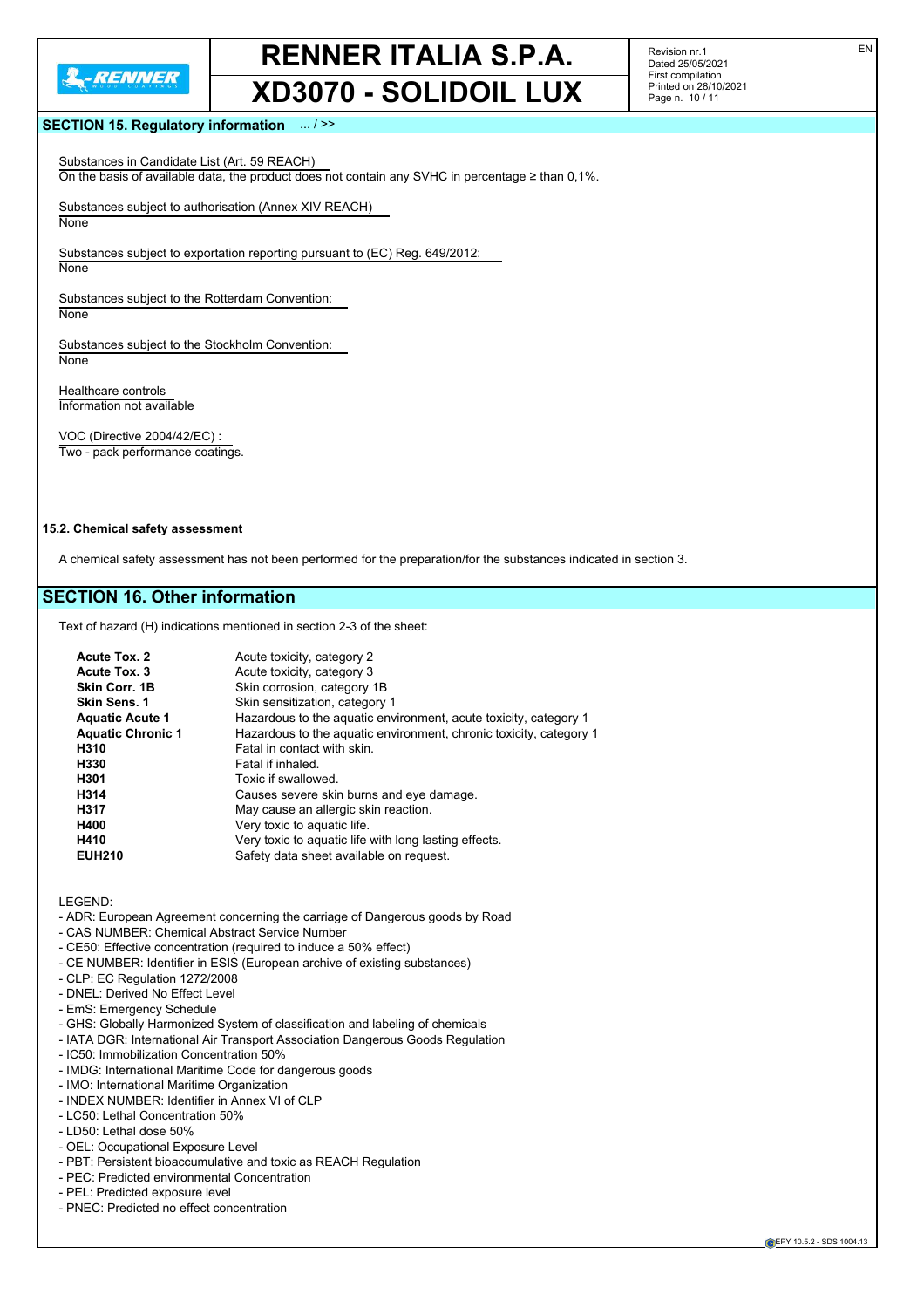## SECTION 15. Regulatory information ... / >>

Substances in Candidate List (Art. 59 REACH)
On the basis of available data, the product does not contain any SVHC in percentage ≥ than 0,1%.

Substances subject to authorisation (Annex XIV REACH)
None

Substances subject to exportation reporting pursuant to (EC) Reg. 649/2012:
None

Substances subject to the Rotterdam Convention:
None

Substances subject to the Stockholm Convention:
None

Healthcare controls
Information not available

VOC (Directive 2004/42/EC) :
Two - pack performance coatings.

### 15.2. Chemical safety assessment

A chemical safety assessment has not been performed for the preparation/for the substances indicated in section 3.

## SECTION 16. Other information

Text of hazard (H) indications mentioned in section 2-3 of the sheet:

| | |
|---|---|
| **Acute Tox. 2** | Acute toxicity, category 2 |
| **Acute Tox. 3** | Acute toxicity, category 3 |
| **Skin Corr. 1B** | Skin corrosion, category 1B |
| **Skin Sens. 1** | Skin sensitization, category 1 |
| **Aquatic Acute 1** | Hazardous to the aquatic environment, acute toxicity, category 1 |
| **Aquatic Chronic 1** | Hazardous to the aquatic environment, chronic toxicity, category 1 |
| **H310** | Fatal in contact with skin. |
| **H330** | Fatal if inhaled. |
| **H301** | Toxic if swallowed. |
| **H314** | Causes severe skin burns and eye damage. |
| **H317** | May cause an allergic skin reaction. |
| **H400** | Very toxic to aquatic life. |
| **H410** | Very toxic to aquatic life with long lasting effects. |
| **EUH210** | Safety data sheet available on request. |

LEGEND:
- ADR: European Agreement concerning the carriage of Dangerous goods by Road
- CAS NUMBER: Chemical Abstract Service Number
- CE50: Effective concentration (required to induce a 50% effect)
- CE NUMBER: Identifier in ESIS (European archive of existing substances)
- CLP: EC Regulation 1272/2008
- DNEL: Derived No Effect Level
- EmS: Emergency Schedule
- GHS: Globally Harmonized System of classification and labeling of chemicals
- IATA DGR: International Air Transport Association Dangerous Goods Regulation
- IC50: Immobilization Concentration 50%
- IMDG: International Maritime Code for dangerous goods
- IMO: International Maritime Organization
- INDEX NUMBER: Identifier in Annex VI of CLP
- LC50: Lethal Concentration 50%
- LD50: Lethal dose 50%
- OEL: Occupational Exposure Level
- PBT: Persistent bioaccumulative and toxic as REACH Regulation
- PEC: Predicted environmental Concentration
- PEL: Predicted exposure level
- PNEC: Predicted no effect concentration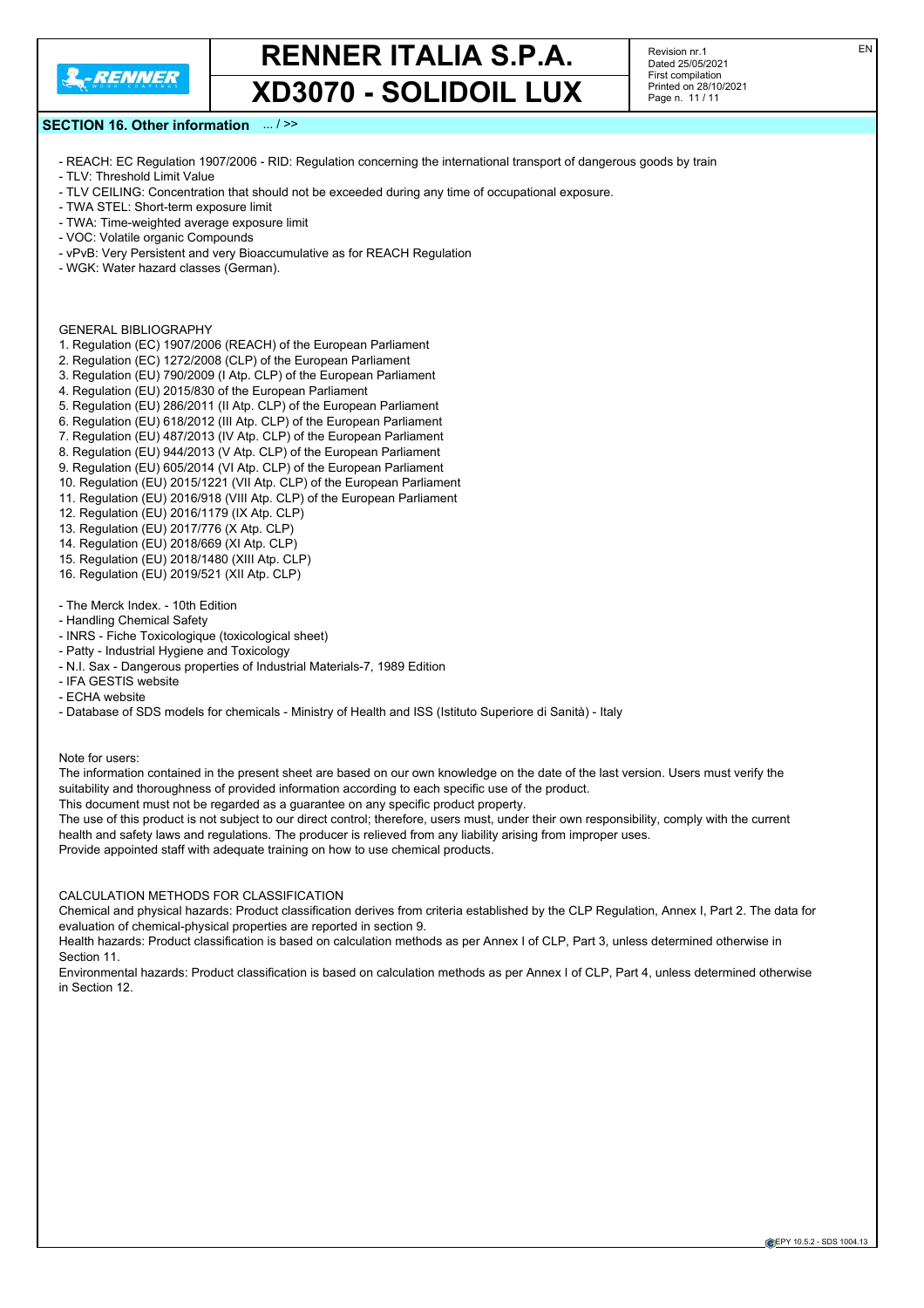## SECTION 16. Other information ... / >>

- REACH: EC Regulation 1907/2006 - RID: Regulation concerning the international transport of dangerous goods by train
- TLV: Threshold Limit Value
- TLV CEILING: Concentration that should not be exceeded during any time of occupational exposure.
- TWA STEL: Short-term exposure limit
- TWA: Time-weighted average exposure limit
- VOC: Volatile organic Compounds
- vPvB: Very Persistent and very Bioaccumulative as for REACH Regulation
- WGK: Water hazard classes (German).

GENERAL BIBLIOGRAPHY

1. Regulation (EC) 1907/2006 (REACH) of the European Parliament
2. Regulation (EC) 1272/2008 (CLP) of the European Parliament
3. Regulation (EU) 790/2009 (I Atp. CLP) of the European Parliament
4. Regulation (EU) 2015/830 of the European Parliament
5. Regulation (EU) 286/2011 (II Atp. CLP) of the European Parliament
6. Regulation (EU) 618/2012 (III Atp. CLP) of the European Parliament
7. Regulation (EU) 487/2013 (IV Atp. CLP) of the European Parliament
8. Regulation (EU) 944/2013 (V Atp. CLP) of the European Parliament
9. Regulation (EU) 605/2014 (VI Atp. CLP) of the European Parliament
10. Regulation (EU) 2015/1221 (VII Atp. CLP) of the European Parliament
11. Regulation (EU) 2016/918 (VIII Atp. CLP) of the European Parliament
12. Regulation (EU) 2016/1179 (IX Atp. CLP)
13. Regulation (EU) 2017/776 (X Atp. CLP)
14. Regulation (EU) 2018/669 (XI Atp. CLP)
15. Regulation (EU) 2018/1480 (XIII Atp. CLP)
16. Regulation (EU) 2019/521 (XII Atp. CLP)

- The Merck Index. - 10th Edition
- Handling Chemical Safety
- INRS - Fiche Toxicologique (toxicological sheet)
- Patty - Industrial Hygiene and Toxicology
- N.I. Sax - Dangerous properties of Industrial Materials-7, 1989 Edition
- IFA GESTIS website
- ECHA website
- Database of SDS models for chemicals - Ministry of Health and ISS (Istituto Superiore di Sanità) - Italy

Note for users:
The information contained in the present sheet are based on our own knowledge on the date of the last version. Users must verify the suitability and thoroughness of provided information according to each specific use of the product.
This document must not be regarded as a guarantee on any specific product property.
The use of this product is not subject to our direct control; therefore, users must, under their own responsibility, comply with the current health and safety laws and regulations. The producer is relieved from any liability arising from improper uses.
Provide appointed staff with adequate training on how to use chemical products.

CALCULATION METHODS FOR CLASSIFICATION
Chemical and physical hazards: Product classification derives from criteria established by the CLP Regulation, Annex I, Part 2. The data for evaluation of chemical-physical properties are reported in section 9.
Health hazards: Product classification is based on calculation methods as per Annex I of CLP, Part 3, unless determined otherwise in Section 11.
Environmental hazards: Product classification is based on calculation methods as per Annex I of CLP, Part 4, unless determined otherwise in Section 12.